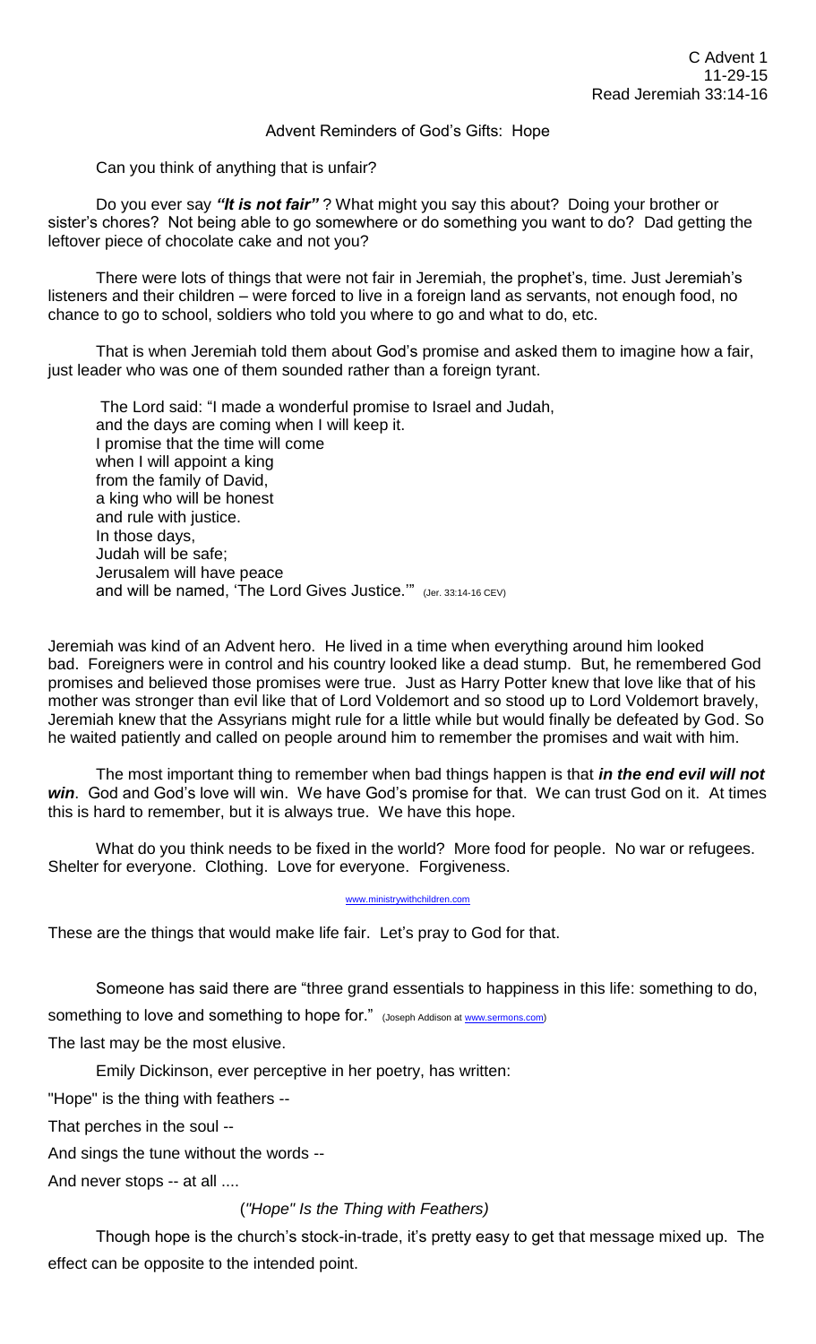C Advent 1
11-29-15
Read Jeremiah 33:14-16

Advent Reminders of God's Gifts: Hope

Can you think of anything that is unfair?

Do you ever say ***"It is not fair"*** ? What might you say this about? Doing your brother or sister's chores? Not being able to go somewhere or do something you want to do? Dad getting the leftover piece of chocolate cake and not you?

There were lots of things that were not fair in Jeremiah, the prophet's, time. Just Jeremiah's listeners and their children – were forced to live in a foreign land as servants, not enough food, no chance to go to school, soldiers who told you where to go and what to do, etc.

That is when Jeremiah told them about God's promise and asked them to imagine how a fair, just leader who was one of them sounded rather than a foreign tyrant.

> The Lord said: "I made a wonderful promise to Israel and Judah,
> and the days are coming when I will keep it.
> I promise that the time will come
> when I will appoint a king
> from the family of David,
> a king who will be honest
> and rule with justice.
> In those days,
> Judah will be safe;
> Jerusalem will have peace
> and will be named, 'The Lord Gives Justice.'" (Jer. 33:14-16 CEV)

Jeremiah was kind of an Advent hero. He lived in a time when everything around him looked bad. Foreigners were in control and his country looked like a dead stump. But, he remembered God promises and believed those promises were true. Just as Harry Potter knew that love like that of his mother was stronger than evil like that of Lord Voldemort and so stood up to Lord Voldemort bravely, Jeremiah knew that the Assyrians might rule for a little while but would finally be defeated by God. So he waited patiently and called on people around him to remember the promises and wait with him.

The most important thing to remember when bad things happen is that ***in the end evil will not win***. God and God's love will win. We have God's promise for that. We can trust God on it. At times this is hard to remember, but it is always true. We have this hope.

What do you think needs to be fixed in the world? More food for people. No war or refugees. Shelter for everyone. Clothing. Love for everyone. Forgiveness.

www.ministrywithchildren.com

These are the things that would make life fair. Let's pray to God for that.

Someone has said there are "three grand essentials to happiness in this life: something to do, something to love and something to hope for." (Joseph Addison at www.sermons.com)

The last may be the most elusive.

Emily Dickinson, ever perceptive in her poetry, has written:

"Hope" is the thing with feathers --

That perches in the soul --

And sings the tune without the words --

And never stops -- at all ....

(*"Hope" Is the Thing with Feathers)*

Though hope is the church's stock-in-trade, it's pretty easy to get that message mixed up. The effect can be opposite to the intended point.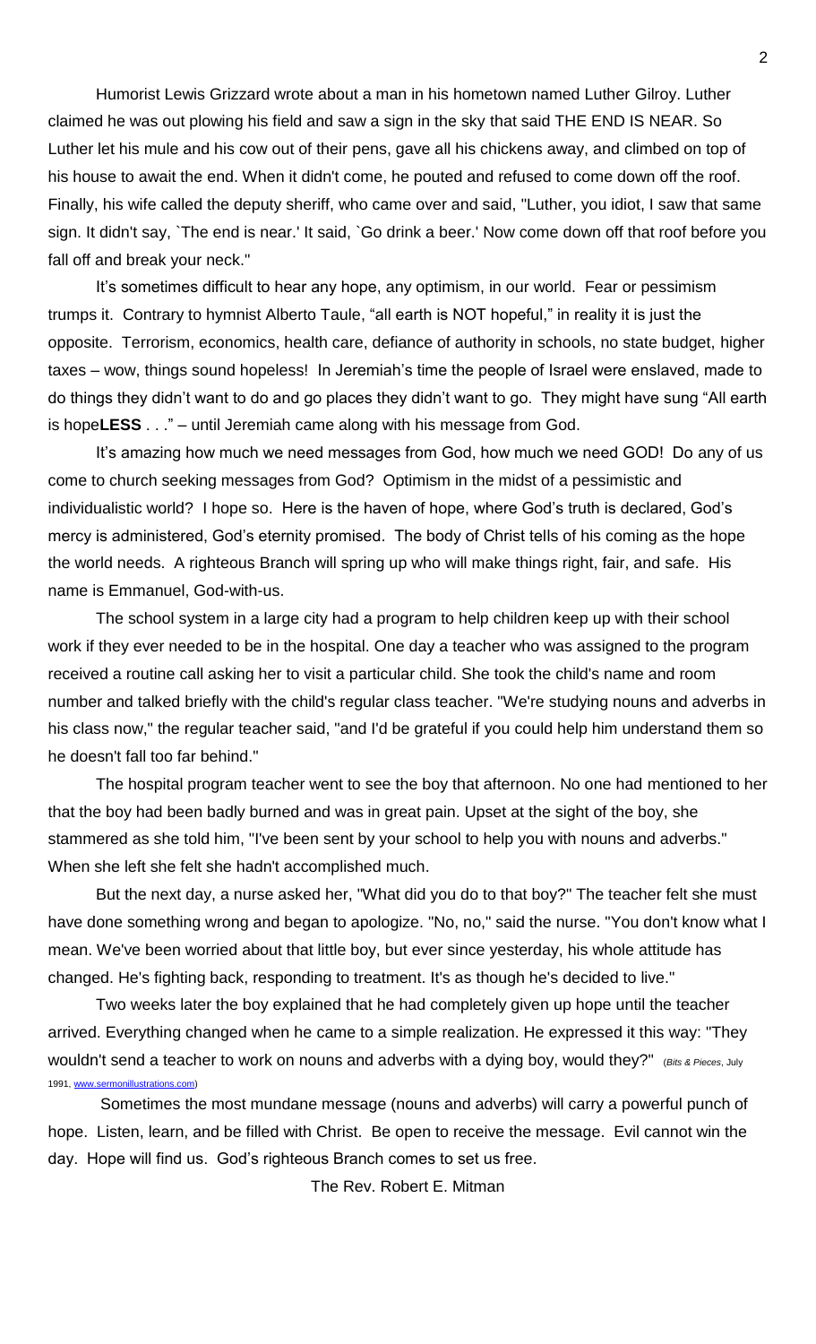Humorist Lewis Grizzard wrote about a man in his hometown named Luther Gilroy. Luther claimed he was out plowing his field and saw a sign in the sky that said THE END IS NEAR. So Luther let his mule and his cow out of their pens, gave all his chickens away, and climbed on top of his house to await the end. When it didn't come, he pouted and refused to come down off the roof. Finally, his wife called the deputy sheriff, who came over and said, "Luther, you idiot, I saw that same sign. It didn't say, `The end is near.' It said, `Go drink a beer.' Now come down off that roof before you fall off and break your neck."

It's sometimes difficult to hear any hope, any optimism, in our world. Fear or pessimism trumps it. Contrary to hymnist Alberto Taule, "all earth is NOT hopeful," in reality it is just the opposite. Terrorism, economics, health care, defiance of authority in schools, no state budget, higher taxes – wow, things sound hopeless! In Jeremiah's time the people of Israel were enslaved, made to do things they didn't want to do and go places they didn't want to go. They might have sung "All earth is hope**LESS** . . ." – until Jeremiah came along with his message from God.

It's amazing how much we need messages from God, how much we need GOD! Do any of us come to church seeking messages from God? Optimism in the midst of a pessimistic and individualistic world? I hope so. Here is the haven of hope, where God's truth is declared, God's mercy is administered, God's eternity promised. The body of Christ tells of his coming as the hope the world needs. A righteous Branch will spring up who will make things right, fair, and safe. His name is Emmanuel, God-with-us.

The school system in a large city had a program to help children keep up with their school work if they ever needed to be in the hospital. One day a teacher who was assigned to the program received a routine call asking her to visit a particular child. She took the child's name and room number and talked briefly with the child's regular class teacher. "We're studying nouns and adverbs in his class now," the regular teacher said, "and I'd be grateful if you could help him understand them so he doesn't fall too far behind."

The hospital program teacher went to see the boy that afternoon. No one had mentioned to her that the boy had been badly burned and was in great pain. Upset at the sight of the boy, she stammered as she told him, "I've been sent by your school to help you with nouns and adverbs." When she left she felt she hadn't accomplished much.

But the next day, a nurse asked her, "What did you do to that boy?" The teacher felt she must have done something wrong and began to apologize. "No, no," said the nurse. "You don't know what I mean. We've been worried about that little boy, but ever since yesterday, his whole attitude has changed. He's fighting back, responding to treatment. It's as though he's decided to live."

Two weeks later the boy explained that he had completely given up hope until the teacher arrived. Everything changed when he came to a simple realization. He expressed it this way: "They wouldn't send a teacher to work on nouns and adverbs with a dying boy, would they?" (*Bits & Pieces*, July 1991, www.sermonillustrations.com)

Sometimes the most mundane message (nouns and adverbs) will carry a powerful punch of hope. Listen, learn, and be filled with Christ. Be open to receive the message. Evil cannot win the day. Hope will find us. God's righteous Branch comes to set us free.

The Rev. Robert E. Mitman